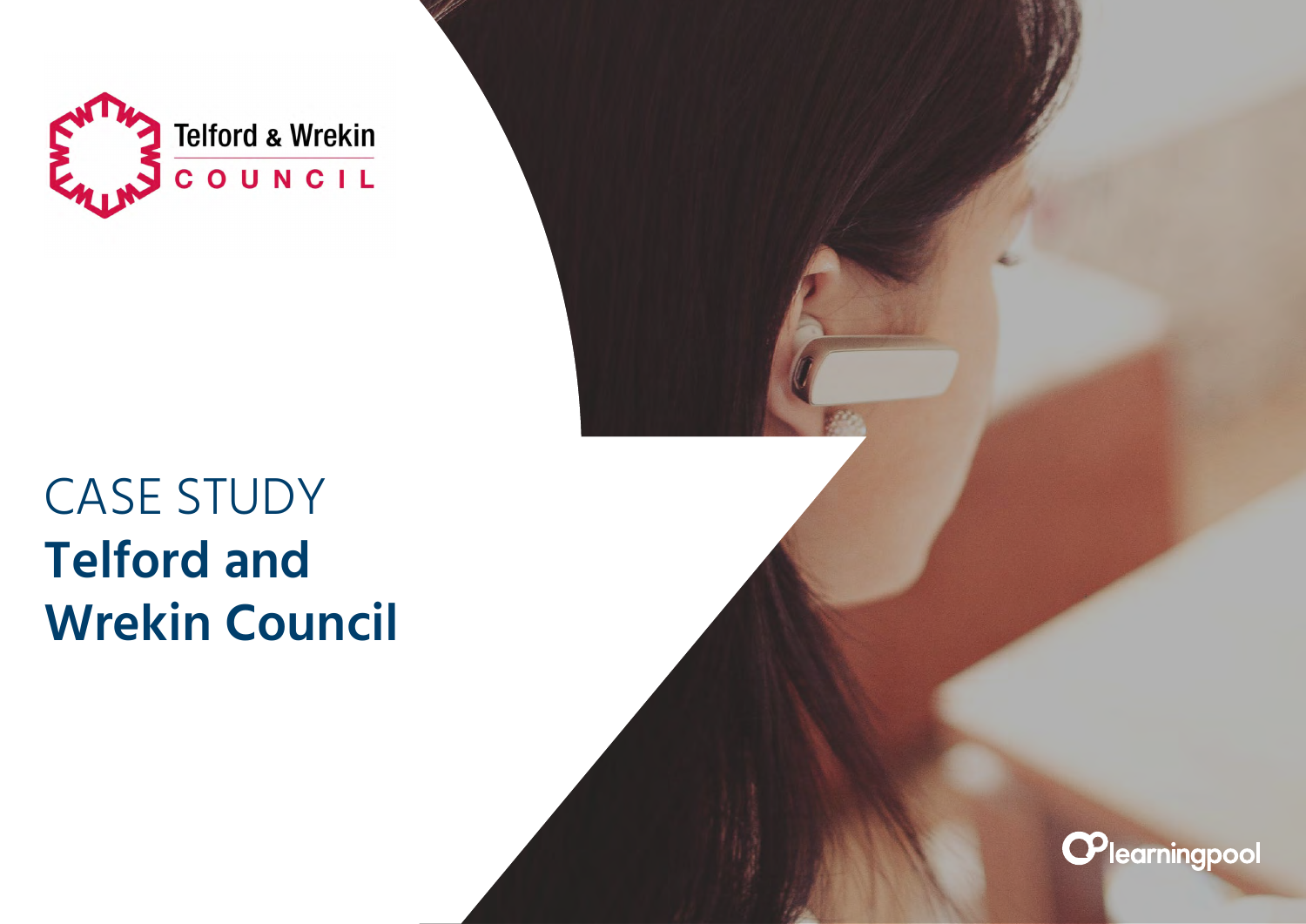Telford & Wrekin

COUNCIL

CASE STUDY

# Telford and Wrekin Council

learningpool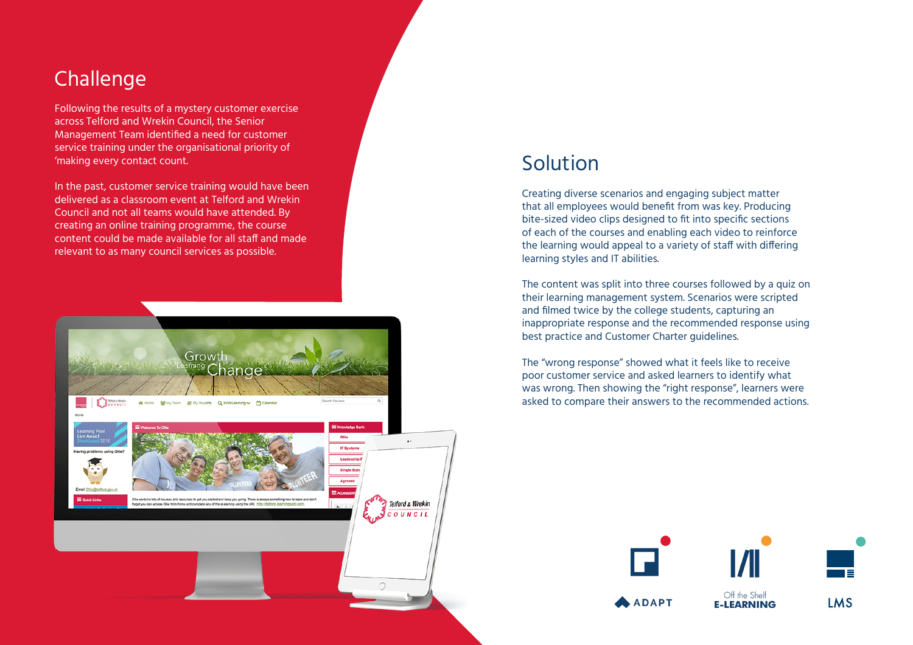## Challenge

Following the results of a mystery customer exercise across Telford and Wrekin Council, the Senior Management Team identified a need for customer service training under the organisational priority of 'making every contact count.

In the past, customer service training would have been delivered as a classroom event at Telford and Wrekin Council and not all teams would have attended. By creating an online training programme, the course content could be made available for all staff and made relevant to as many council services as possible.

## Solution

Creating diverse scenarios and engaging subject matter that all employees would benefit from was key. Producing bite-sized video clips designed to fit into specific sections of each of the courses and enabling each video to reinforce the learning would appeal to a variety of staff with differing learning styles and IT abilities.

The content was split into three courses followed by a quiz on their learning management system. Scenarios were scripted and filmed twice by the college students, capturing an inappropriate response and the recommended response using best practice and Customer Charter guidelines.

The "wrong response" showed what it feels like to receive poor customer service and asked learners to identify what was wrong. Then showing the "right response", learners were asked to compare their answers to the recommended actions.

ADAPT

Off the Shelf E-LEARNING

LMS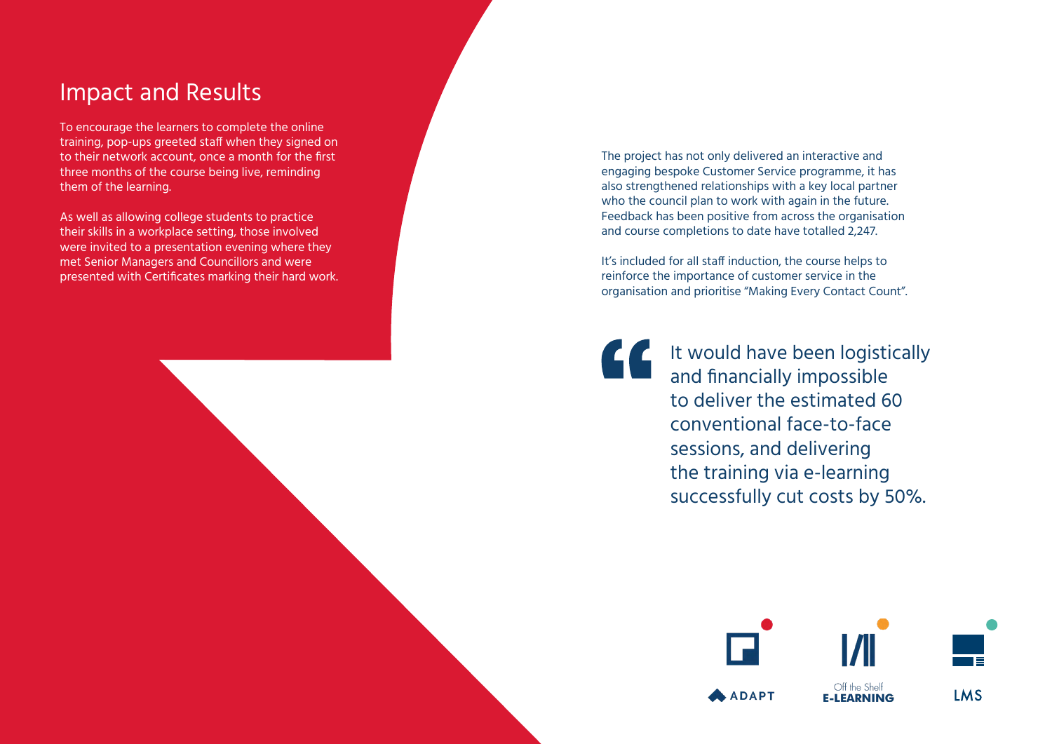## Impact and Results

To encourage the learners to complete the online training, pop-ups greeted staff when they signed on to their network account, once a month for the first three months of the course being live, reminding them of the learning.

As well as allowing college students to practice their skills in a workplace setting, those involved were invited to a presentation evening where they met Senior Managers and Councillors and were presented with Certificates marking their hard work.

The project has not only delivered an interactive and engaging bespoke Customer Service programme, it has also strengthened relationships with a key local partner who the council plan to work with again in the future. Feedback has been positive from across the organisation and course completions to date have totalled 2,247.

It's included for all staff induction, the course helps to reinforce the importance of customer service in the organisation and prioritise "Making Every Contact Count".

> It would have been logistically and financially impossible to deliver the estimated 60 conventional face-to-face sessions, and delivering the training via e-learning successfully cut costs by 50%.

ADAPT

Off the Shelf E-LEARNING

LMS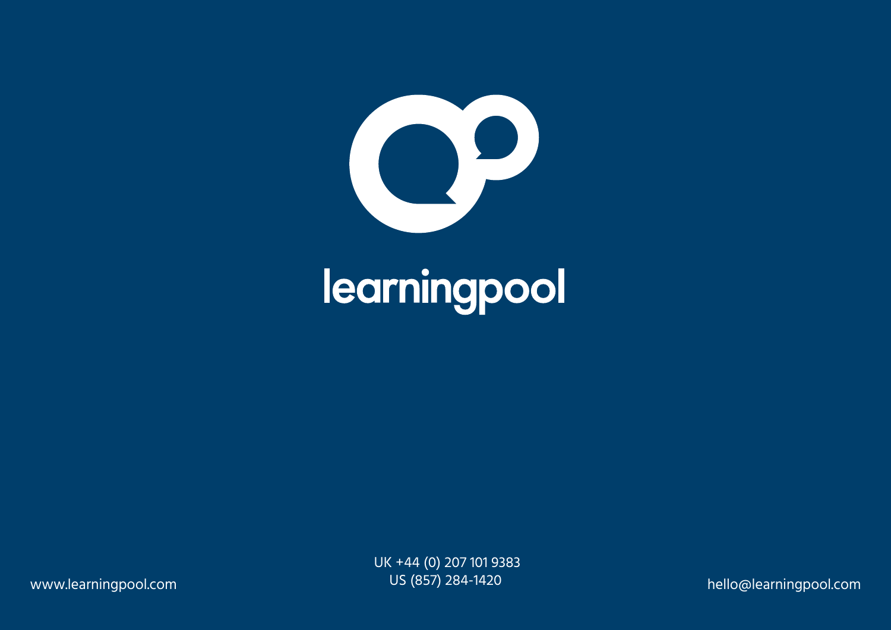learningpool

UK +44 (0) 207 101 9383
US (857) 284-1420

www.learningpool.com

hello@learningpool.com